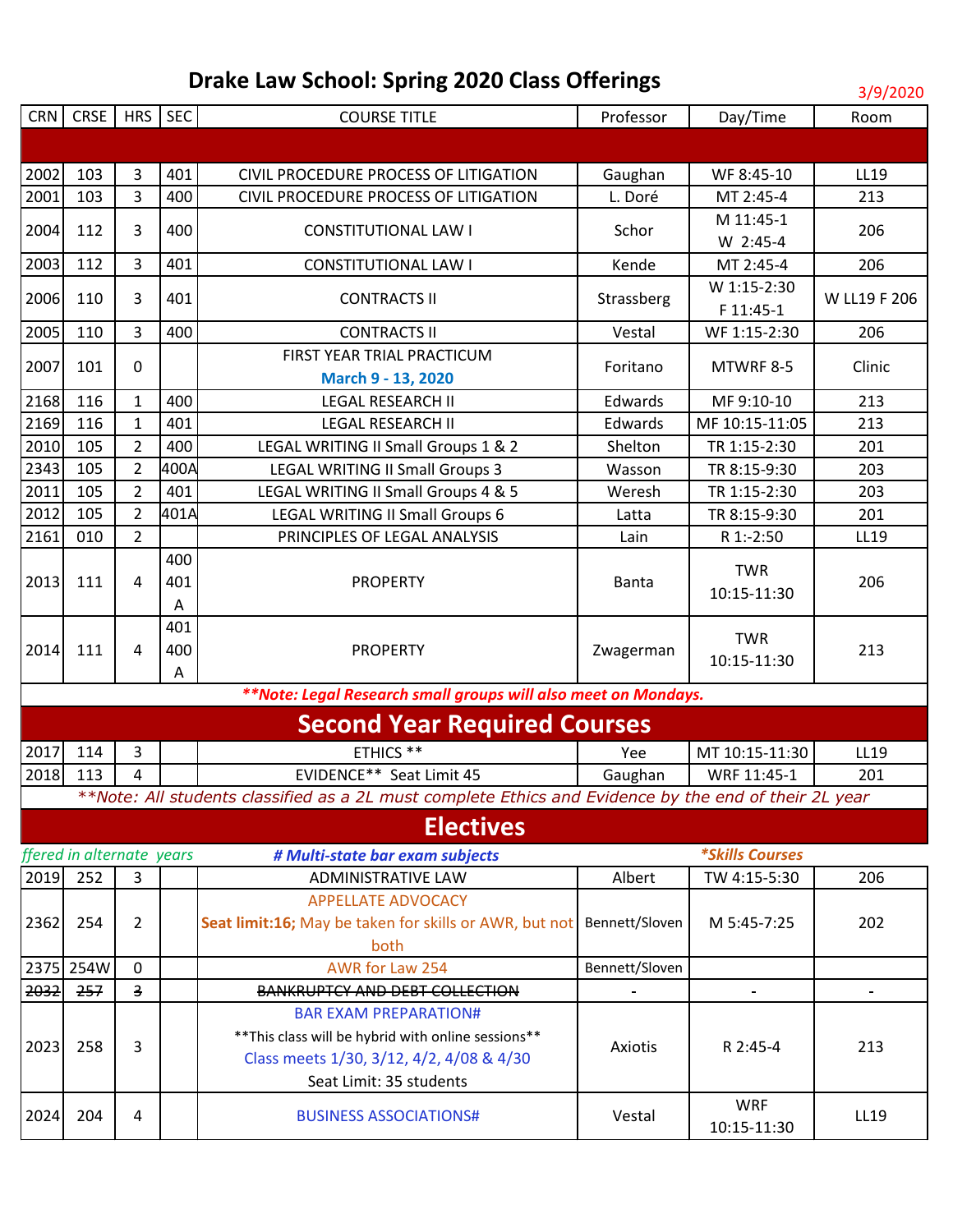# Drake Law School: Spring 2020 Class Offerings

3/9/2020

| CRN | CRSE | HRS | SEC | COURSE TITLE | Professor | Day/Time | Room |
|---|---|---|---|---|---|---|---|
| | | | | | | | |
| 2002 | 103 | 3 | 401 | CIVIL PROCEDURE PROCESS OF LITIGATION | Gaughan | WF 8:45-10 | LL19 |
| 2001 | 103 | 3 | 400 | CIVIL PROCEDURE PROCESS OF LITIGATION | L. Doré | MT 2:45-4 | 213 |
| 2004 | 112 | 3 | 400 | CONSTITUTIONAL LAW I | Schor | M 11:45-1 W 2:45-4 | 206 |
| 2003 | 112 | 3 | 401 | CONSTITUTIONAL LAW I | Kende | MT 2:45-4 | 206 |
| 2006 | 110 | 3 | 401 | CONTRACTS II | Strassberg | W 1:15-2:30 F 11:45-1 | W LL19 F 206 |
| 2005 | 110 | 3 | 400 | CONTRACTS II | Vestal | WF 1:15-2:30 | 206 |
| 2007 | 101 | 0 | | FIRST YEAR TRIAL PRACTICUM March 9 - 13, 2020 | Foritano | MTWRF 8-5 | Clinic |
| 2168 | 116 | 1 | 400 | LEGAL RESEARCH II | Edwards | MF 9:10-10 | 213 |
| 2169 | 116 | 1 | 401 | LEGAL RESEARCH II | Edwards | MF 10:15-11:05 | 213 |
| 2010 | 105 | 2 | 400 | LEGAL WRITING II Small Groups 1 & 2 | Shelton | TR 1:15-2:30 | 201 |
| 2343 | 105 | 2 | 400A | LEGAL WRITING II Small Groups 3 | Wasson | TR 8:15-9:30 | 203 |
| 2011 | 105 | 2 | 401 | LEGAL WRITING II Small Groups 4 & 5 | Weresh | TR 1:15-2:30 | 203 |
| 2012 | 105 | 2 | 401A | LEGAL WRITING II Small Groups 6 | Latta | TR 8:15-9:30 | 201 |
| 2161 | 010 | 2 | | PRINCIPLES OF LEGAL ANALYSIS | Lain | R 1:-2:50 | LL19 |
| 2013 | 111 | 4 | 400 401 A | PROPERTY | Banta | TWR 10:15-11:30 | 206 |
| 2014 | 111 | 4 | 401 400 A | PROPERTY | Zwagerman | TWR 10:15-11:30 | 213 |

***\*\*Note: Legal Research small groups will also meet on Mondays.***

## Second Year Required Courses

| CRN | CRSE | HRS | SEC | COURSE TITLE | Professor | Day/Time | Room |
|---|---|---|---|---|---|---|---|
| 2017 | 114 | 3 | | ETHICS ** | Yee | MT 10:15-11:30 | LL19 |
| 2018 | 113 | 4 | | EVIDENCE** Seat Limit 45 | Gaughan | WRF 11:45-1 | 201 |

*\*\*Note: All students classified as a 2L must complete Ethics and Evidence by the end of their 2L year*

## Electives

*ffered in alternate years* | ***# Multi-state bar exam subjects*** | ***\*Skills Courses***

| CRN | CRSE | HRS | SEC | COURSE TITLE | Professor | Day/Time | Room |
|---|---|---|---|---|---|---|---|
| 2019 | 252 | 3 | | ADMINISTRATIVE LAW | Albert | TW 4:15-5:30 | 206 |
| 2362 | 254 | 2 | | APPELLATE ADVOCACY **Seat limit:16;** May be taken for skills or AWR, but not both | Bennett/Sloven | M 5:45-7:25 | 202 |
| 2375 | 254W | 0 | | AWR for Law 254 | Bennett/Sloven | | |
| ~~2032~~ | ~~257~~ | ~~3~~ | | ~~BANKRUPTCY AND DEBT COLLECTION~~ | - | - | - |
| 2023 | 258 | 3 | | BAR EXAM PREPARATION# **This class will be hybrid with online sessions** Class meets 1/30, 3/12, 4/2, 4/08 & 4/30 Seat Limit: 35 students | Axiotis | R 2:45-4 | 213 |
| 2024 | 204 | 4 | | BUSINESS ASSOCIATIONS# | Vestal | WRF 10:15-11:30 | LL19 |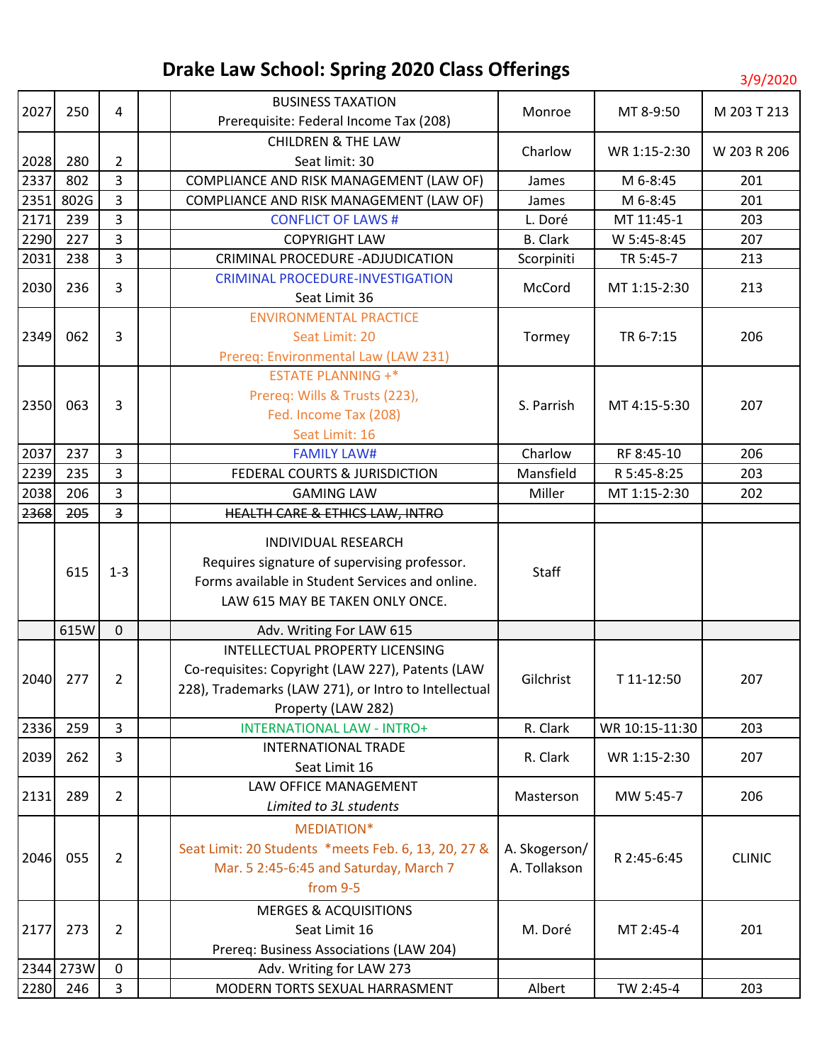# Drake Law School: Spring 2020 Class Offerings

3/9/2020

| | | | | | | | |
|---|---|---|---|---|---|---|---|
| 2027 | 250 | 4 | | BUSINESS TAXATION<br>Prerequisite: Federal Income Tax (208) | Monroe | MT 8-9:50 | M 203 T 213 |
| 2028 | 280 | 2 | | CHILDREN & THE LAW<br>Seat limit: 30 | Charlow | WR 1:15-2:30 | W 203 R 206 |
| 2337 | 802 | 3 | | COMPLIANCE AND RISK MANAGEMENT (LAW OF) | James | M 6-8:45 | 201 |
| 2351 | 802G | 3 | | COMPLIANCE AND RISK MANAGEMENT (LAW OF) | James | M 6-8:45 | 201 |
| 2171 | 239 | 3 | | CONFLICT OF LAWS # | L. Doré | MT 11:45-1 | 203 |
| 2290 | 227 | 3 | | COPYRIGHT LAW | B. Clark | W 5:45-8:45 | 207 |
| 2031 | 238 | 3 | | CRIMINAL PROCEDURE -ADJUDICATION | Scorpiniti | TR 5:45-7 | 213 |
| 2030 | 236 | 3 | | CRIMINAL PROCEDURE-INVESTIGATION<br>Seat Limit 36 | McCord | MT 1:15-2:30 | 213 |
| 2349 | 062 | 3 | | ENVIRONMENTAL PRACTICE<br>Seat Limit: 20<br>Prereq: Environmental Law (LAW 231) | Tormey | TR 6-7:15 | 206 |
| 2350 | 063 | 3 | | ESTATE PLANNING +*<br>Prereq: Wills & Trusts (223),<br>Fed. Income Tax (208)<br>Seat Limit: 16 | S. Parrish | MT 4:15-5:30 | 207 |
| 2037 | 237 | 3 | | FAMILY LAW# | Charlow | RF 8:45-10 | 206 |
| 2239 | 235 | 3 | | FEDERAL COURTS & JURISDICTION | Mansfield | R 5:45-8:25 | 203 |
| 2038 | 206 | 3 | | GAMING LAW | Miller | MT 1:15-2:30 | 202 |
| ~~2368~~ | ~~205~~ | ~~3~~ | | ~~HEALTH CARE & ETHICS LAW, INTRO~~ | | | |
| | 615 | 1-3 | | INDIVIDUAL RESEARCH<br>Requires signature of supervising professor.<br>Forms available in Student Services and online.<br>LAW 615 MAY BE TAKEN ONLY ONCE. | Staff | | |
| | 615W | 0 | | Adv. Writing For LAW 615 | | | |
| 2040 | 277 | 2 | | INTELLECTUAL PROPERTY LICENSING<br>Co-requisites: Copyright (LAW 227), Patents (LAW 228), Trademarks (LAW 271), or Intro to Intellectual Property (LAW 282) | Gilchrist | T 11-12:50 | 207 |
| 2336 | 259 | 3 | | INTERNATIONAL LAW - INTRO+ | R. Clark | WR 10:15-11:30 | 203 |
| 2039 | 262 | 3 | | INTERNATIONAL TRADE<br>Seat Limit 16 | R. Clark | WR 1:15-2:30 | 207 |
| 2131 | 289 | 2 | | LAW OFFICE MANAGEMENT<br>*Limited to 3L students* | Masterson | MW 5:45-7 | 206 |
| 2046 | 055 | 2 | | MEDIATION*<br>Seat Limit: 20 Students *meets Feb. 6, 13, 20, 27 & Mar. 5 2:45-6:45 and Saturday, March 7 from 9-5 | A. Skogerson/<br>A. Tollakson | R 2:45-6:45 | CLINIC |
| 2177 | 273 | 2 | | MERGES & ACQUISITIONS<br>Seat Limit 16<br>Prereq: Business Associations (LAW 204) | M. Doré | MT 2:45-4 | 201 |
| 2344 | 273W | 0 | | Adv. Writing for LAW 273 | | | |
| 2280 | 246 | 3 | | MODERN TORTS SEXUAL HARRASMENT | Albert | TW 2:45-4 | 203 |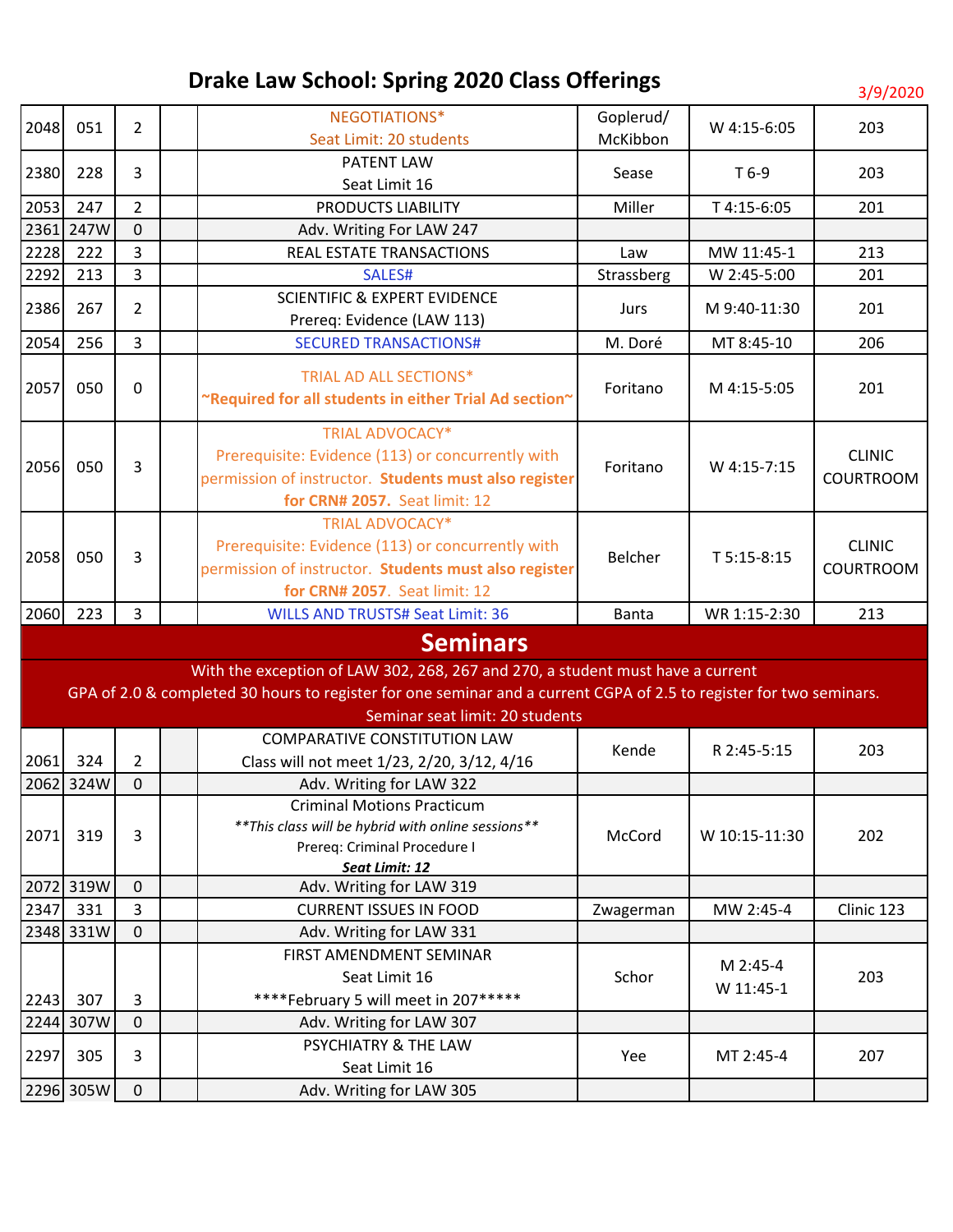# Drake Law School: Spring 2020 Class Offerings

3/9/2020

| | | | | | | | |
|---|---|---|---|---|---|---|---|
| 2048 | 051 | 2 | | NEGOTIATIONS* Seat Limit: 20 students | Goplerud/ McKibbon | W 4:15-6:05 | 203 |
| 2380 | 228 | 3 | | PATENT LAW Seat Limit 16 | Sease | T 6-9 | 203 |
| 2053 | 247 | 2 | | PRODUCTS LIABILITY | Miller | T 4:15-6:05 | 201 |
| 2361 | 247W | 0 | | Adv. Writing For LAW 247 | | | |
| 2228 | 222 | 3 | | REAL ESTATE TRANSACTIONS | Law | MW 11:45-1 | 213 |
| 2292 | 213 | 3 | | SALES# | Strassberg | W 2:45-5:00 | 201 |
| 2386 | 267 | 2 | | SCIENTIFIC & EXPERT EVIDENCE Prereq: Evidence (LAW 113) | Jurs | M 9:40-11:30 | 201 |
| 2054 | 256 | 3 | | SECURED TRANSACTIONS# | M. Doré | MT 8:45-10 | 206 |
| 2057 | 050 | 0 | | TRIAL AD ALL SECTIONS* **~Required for all students in either Trial Ad section~** | Foritano | M 4:15-5:05 | 201 |
| 2056 | 050 | 3 | | TRIAL ADVOCACY* Prerequisite: Evidence (113) or concurrently with permission of instructor. **Students must also register for CRN# 2057.** Seat limit: 12 | Foritano | W 4:15-7:15 | CLINIC COURTROOM |
| 2058 | 050 | 3 | | TRIAL ADVOCACY* Prerequisite: Evidence (113) or concurrently with permission of instructor. **Students must also register for CRN# 2057.** Seat limit: 12 | Belcher | T 5:15-8:15 | CLINIC COURTROOM |
| 2060 | 223 | 3 | | WILLS AND TRUSTS# Seat Limit: 36 | Banta | WR 1:15-2:30 | 213 |

## Seminars

With the exception of LAW 302, 268, 267 and 270, a student must have a current GPA of 2.0 & completed 30 hours to register for one seminar and a current CGPA of 2.5 to register for two seminars. Seminar seat limit: 20 students

| | | | | | | | |
|---|---|---|---|---|---|---|---|
| 2061 | 324 | 2 | | COMPARATIVE CONSTITUTION LAW Class will not meet 1/23, 2/20, 3/12, 4/16 | Kende | R 2:45-5:15 | 203 |
| 2062 | 324W | 0 | | Adv. Writing for LAW 322 | | | |
| 2071 | 319 | 3 | | Criminal Motions Practicum *\*\*This class will be hybrid with online sessions\*\** Prereq: Criminal Procedure I ***Seat Limit: 12*** | McCord | W 10:15-11:30 | 202 |
| 2072 | 319W | 0 | | Adv. Writing for LAW 319 | | | |
| 2347 | 331 | 3 | | CURRENT ISSUES IN FOOD | Zwagerman | MW 2:45-4 | Clinic 123 |
| 2348 | 331W | 0 | | Adv. Writing for LAW 331 | | | |
| 2243 | 307 | 3 | | FIRST AMENDMENT SEMINAR Seat Limit 16 ****February 5 will meet in 207***** | Schor | M 2:45-4 W 11:45-1 | 203 |
| 2244 | 307W | 0 | | Adv. Writing for LAW 307 | | | |
| 2297 | 305 | 3 | | PSYCHIATRY & THE LAW Seat Limit 16 | Yee | MT 2:45-4 | 207 |
| 2296 | 305W | 0 | | Adv. Writing for LAW 305 | | | |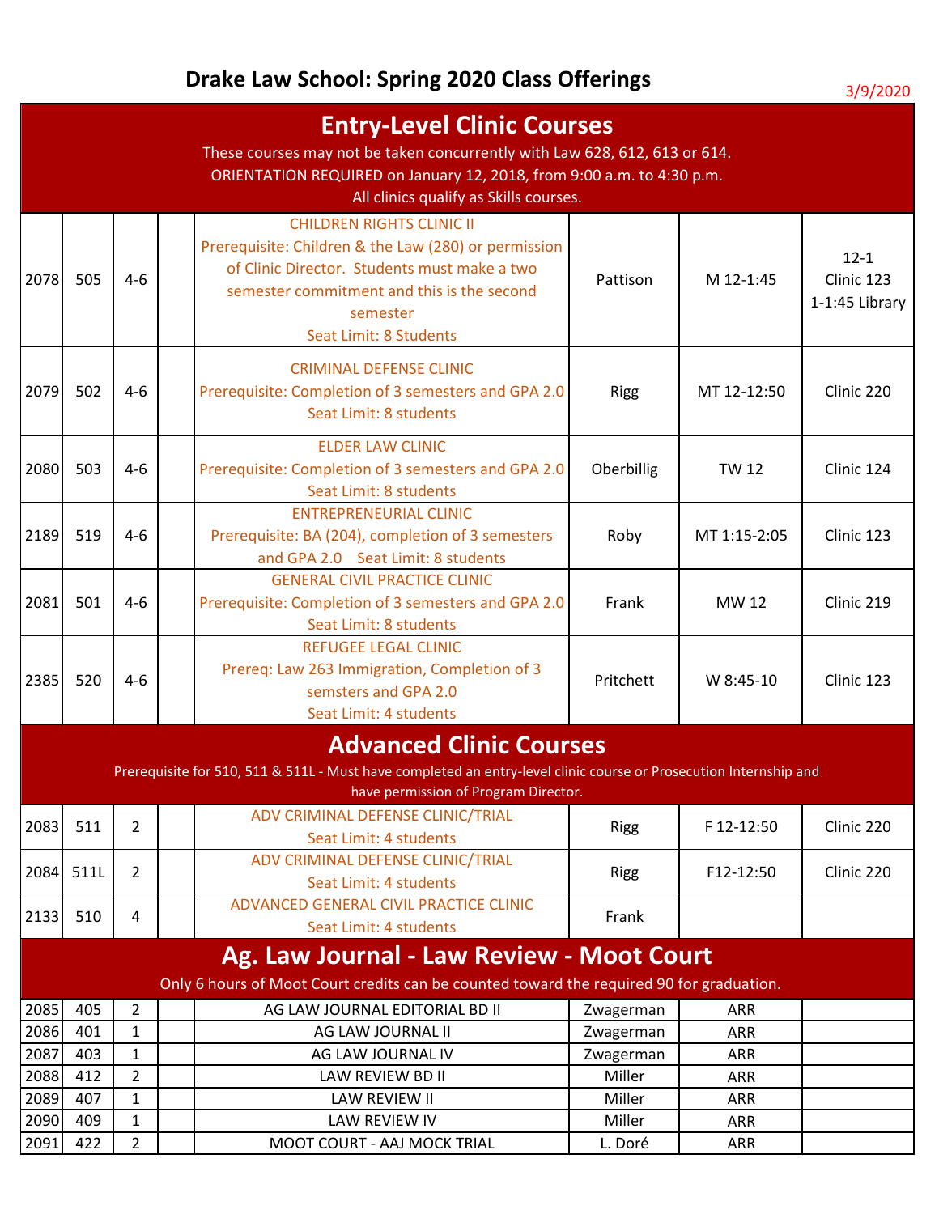# Drake Law School: Spring 2020 Class Offerings

3/9/2020

## Entry-Level Clinic Courses

These courses may not be taken concurrently with Law 628, 612, 613 or 614.
ORIENTATION REQUIRED on January 12, 2018, from 9:00 a.m. to 4:30 p.m.
All clinics qualify as Skills courses.

| | | | | | | | |
|---|---|---|---|---|---|---|---|
| 2078 | 505 | 4-6 | | CHILDREN RIGHTS CLINIC II<br>Prerequisite: Children & the Law (280) or permission of Clinic Director. Students must make a two semester commitment and this is the second semester<br>Seat Limit: 8 Students | Pattison | M 12-1:45 | 12-1 Clinic 123<br>1-1:45 Library |
| 2079 | 502 | 4-6 | | CRIMINAL DEFENSE CLINIC<br>Prerequisite: Completion of 3 semesters and GPA 2.0<br>Seat Limit: 8 students | Rigg | MT 12-12:50 | Clinic 220 |
| 2080 | 503 | 4-6 | | ELDER LAW CLINIC<br>Prerequisite: Completion of 3 semesters and GPA 2.0<br>Seat Limit: 8 students | Oberbillig | TW 12 | Clinic 124 |
| 2189 | 519 | 4-6 | | ENTREPRENEURIAL CLINIC<br>Prerequisite: BA (204), completion of 3 semesters and GPA 2.0 Seat Limit: 8 students | Roby | MT 1:15-2:05 | Clinic 123 |
| 2081 | 501 | 4-6 | | GENERAL CIVIL PRACTICE CLINIC<br>Prerequisite: Completion of 3 semesters and GPA 2.0<br>Seat Limit: 8 students | Frank | MW 12 | Clinic 219 |
| 2385 | 520 | 4-6 | | REFUGEE LEGAL CLINIC<br>Prereq: Law 263 Immigration, Completion of 3 semsters and GPA 2.0<br>Seat Limit: 4 students | Pritchett | W 8:45-10 | Clinic 123 |

## Advanced Clinic Courses

Prerequisite for 510, 511 & 511L - Must have completed an entry-level clinic course or Prosecution Internship and have permission of Program Director.

| | | | | | | | |
|---|---|---|---|---|---|---|---|
| 2083 | 511 | 2 | | ADV CRIMINAL DEFENSE CLINIC/TRIAL<br>Seat Limit: 4 students | Rigg | F 12-12:50 | Clinic 220 |
| 2084 | 511L | 2 | | ADV CRIMINAL DEFENSE CLINIC/TRIAL<br>Seat Limit: 4 students | Rigg | F12-12:50 | Clinic 220 |
| 2133 | 510 | 4 | | ADVANCED GENERAL CIVIL PRACTICE CLINIC<br>Seat Limit: 4 students | Frank | | |

## Ag. Law Journal - Law Review - Moot Court

Only 6 hours of Moot Court credits can be counted toward the required 90 for graduation.

| | | | | | | | |
|---|---|---|---|---|---|---|---|
| 2085 | 405 | 2 | | AG LAW JOURNAL EDITORIAL BD II | Zwagerman | ARR | |
| 2086 | 401 | 1 | | AG LAW JOURNAL II | Zwagerman | ARR | |
| 2087 | 403 | 1 | | AG LAW JOURNAL IV | Zwagerman | ARR | |
| 2088 | 412 | 2 | | LAW REVIEW BD II | Miller | ARR | |
| 2089 | 407 | 1 | | LAW REVIEW II | Miller | ARR | |
| 2090 | 409 | 1 | | LAW REVIEW IV | Miller | ARR | |
| 2091 | 422 | 2 | | MOOT COURT - AAJ MOCK TRIAL | L. Doré | ARR | |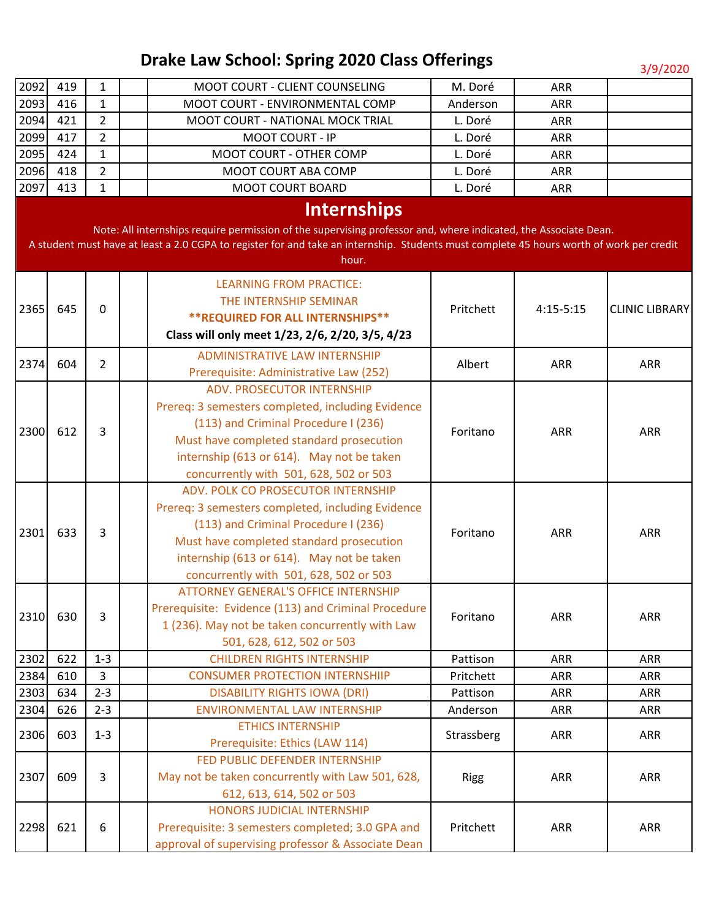# Drake Law School: Spring 2020 Class Offerings

3/9/2020

| | | | | | | | |
|---|---|---|---|---|---|---|---|
| 2092 | 419 | 1 | | MOOT COURT - CLIENT COUNSELING | M. Doré | ARR | |
| 2093 | 416 | 1 | | MOOT COURT - ENVIRONMENTAL COMP | Anderson | ARR | |
| 2094 | 421 | 2 | | MOOT COURT - NATIONAL MOCK TRIAL | L. Doré | ARR | |
| 2099 | 417 | 2 | | MOOT COURT - IP | L. Doré | ARR | |
| 2095 | 424 | 1 | | MOOT COURT - OTHER COMP | L. Doré | ARR | |
| 2096 | 418 | 2 | | MOOT COURT ABA COMP | L. Doré | ARR | |
| 2097 | 413 | 1 | | MOOT COURT BOARD | L. Doré | ARR | |

## Internships

Note: All internships require permission of the supervising professor and, where indicated, the Associate Dean.
A student must have at least a 2.0 CGPA to register for and take an internship. Students must complete 45 hours worth of work per credit hour.

| | | | | | | | |
|---|---|---|---|---|---|---|---|
| 2365 | 645 | 0 | | LEARNING FROM PRACTICE: THE INTERNSHIP SEMINAR **REQUIRED FOR ALL INTERNSHIPS** **Class will only meet 1/23, 2/6, 2/20, 3/5, 4/23** | Pritchett | 4:15-5:15 | CLINIC LIBRARY |
| 2374 | 604 | 2 | | ADMINISTRATIVE LAW INTERNSHIP Prerequisite: Administrative Law (252) | Albert | ARR | ARR |
| 2300 | 612 | 3 | | ADV. PROSECUTOR INTERNSHIP Prereq: 3 semesters completed, including Evidence (113) and Criminal Procedure I (236) Must have completed standard prosecution internship (613 or 614). May not be taken concurrently with 501, 628, 502 or 503 | Foritano | ARR | ARR |
| 2301 | 633 | 3 | | ADV. POLK CO PROSECUTOR INTERNSHIP Prereq: 3 semesters completed, including Evidence (113) and Criminal Procedure I (236) Must have completed standard prosecution internship (613 or 614). May not be taken concurrently with 501, 628, 502 or 503 | Foritano | ARR | ARR |
| 2310 | 630 | 3 | | ATTORNEY GENERAL'S OFFICE INTERNSHIP Prerequisite: Evidence (113) and Criminal Procedure 1 (236). May not be taken concurrently with Law 501, 628, 612, 502 or 503 | Foritano | ARR | ARR |
| 2302 | 622 | 1-3 | | CHILDREN RIGHTS INTERNSHIP | Pattison | ARR | ARR |
| 2384 | 610 | 3 | | CONSUMER PROTECTION INTERNSHIIP | Pritchett | ARR | ARR |
| 2303 | 634 | 2-3 | | DISABILITY RIGHTS IOWA (DRI) | Pattison | ARR | ARR |
| 2304 | 626 | 2-3 | | ENVIRONMENTAL LAW INTERNSHIP | Anderson | ARR | ARR |
| 2306 | 603 | 1-3 | | ETHICS INTERNSHIP Prerequisite: Ethics (LAW 114) | Strassberg | ARR | ARR |
| 2307 | 609 | 3 | | FED PUBLIC DEFENDER INTERNSHIP May not be taken concurrently with Law 501, 628, 612, 613, 614, 502 or 503 | Rigg | ARR | ARR |
| 2298 | 621 | 6 | | HONORS JUDICIAL INTERNSHIP Prerequisite: 3 semesters completed; 3.0 GPA and approval of supervising professor & Associate Dean | Pritchett | ARR | ARR |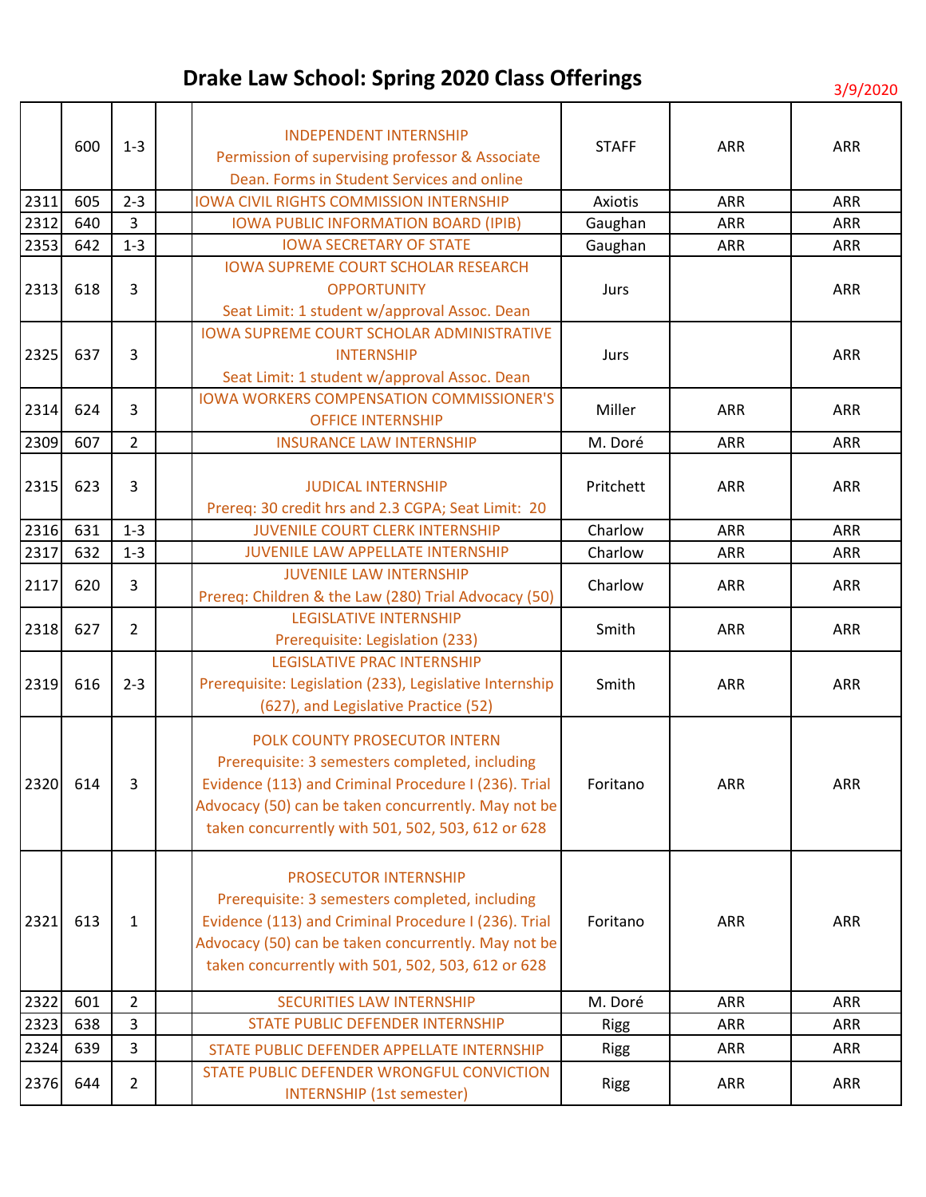# Drake Law School: Spring 2020 Class Offerings

3/9/2020

| | | | | | | | |
|---|---|---|---|---|---|---|---|
| | 600 | 1-3 | | INDEPENDENT INTERNSHIP<br>Permission of supervising professor & Associate Dean. Forms in Student Services and online | STAFF | ARR | ARR |
| 2311 | 605 | 2-3 | | IOWA CIVIL RIGHTS COMMISSION INTERNSHIP | Axiotis | ARR | ARR |
| 2312 | 640 | 3 | | IOWA PUBLIC INFORMATION BOARD (IPIB) | Gaughan | ARR | ARR |
| 2353 | 642 | 1-3 | | IOWA SECRETARY OF STATE | Gaughan | ARR | ARR |
| 2313 | 618 | 3 | | IOWA SUPREME COURT SCHOLAR RESEARCH OPPORTUNITY<br>Seat Limit: 1 student w/approval Assoc. Dean | Jurs | | ARR |
| 2325 | 637 | 3 | | IOWA SUPREME COURT SCHOLAR ADMINISTRATIVE INTERNSHIP<br>Seat Limit: 1 student w/approval Assoc. Dean | Jurs | | ARR |
| 2314 | 624 | 3 | | IOWA WORKERS COMPENSATION COMMISSIONER'S OFFICE INTERNSHIP | Miller | ARR | ARR |
| 2309 | 607 | 2 | | INSURANCE LAW INTERNSHIP | M. Doré | ARR | ARR |
| 2315 | 623 | 3 | | JUDICAL INTERNSHIP<br>Prereq: 30 credit hrs and 2.3 CGPA; Seat Limit: 20 | Pritchett | ARR | ARR |
| 2316 | 631 | 1-3 | | JUVENILE COURT CLERK INTERNSHIP | Charlow | ARR | ARR |
| 2317 | 632 | 1-3 | | JUVENILE LAW APPELLATE INTERNSHIP | Charlow | ARR | ARR |
| 2117 | 620 | 3 | | JUVENILE LAW INTERNSHIP<br>Prereq: Children & the Law (280) Trial Advocacy (50) | Charlow | ARR | ARR |
| 2318 | 627 | 2 | | LEGISLATIVE INTERNSHIP<br>Prerequisite: Legislation (233) | Smith | ARR | ARR |
| 2319 | 616 | 2-3 | | LEGISLATIVE PRAC INTERNSHIP<br>Prerequisite: Legislation (233), Legislative Internship (627), and Legislative Practice (52) | Smith | ARR | ARR |
| 2320 | 614 | 3 | | POLK COUNTY PROSECUTOR INTERN<br>Prerequisite: 3 semesters completed, including Evidence (113) and Criminal Procedure I (236). Trial Advocacy (50) can be taken concurrently. May not be taken concurrently with 501, 502, 503, 612 or 628 | Foritano | ARR | ARR |
| 2321 | 613 | 1 | | PROSECUTOR INTERNSHIP<br>Prerequisite: 3 semesters completed, including Evidence (113) and Criminal Procedure I (236). Trial Advocacy (50) can be taken concurrently. May not be taken concurrently with 501, 502, 503, 612 or 628 | Foritano | ARR | ARR |
| 2322 | 601 | 2 | | SECURITIES LAW INTERNSHIP | M. Doré | ARR | ARR |
| 2323 | 638 | 3 | | STATE PUBLIC DEFENDER INTERNSHIP | Rigg | ARR | ARR |
| 2324 | 639 | 3 | | STATE PUBLIC DEFENDER APPELLATE INTERNSHIP | Rigg | ARR | ARR |
| 2376 | 644 | 2 | | STATE PUBLIC DEFENDER WRONGFUL CONVICTION INTERNSHIP (1st semester) | Rigg | ARR | ARR |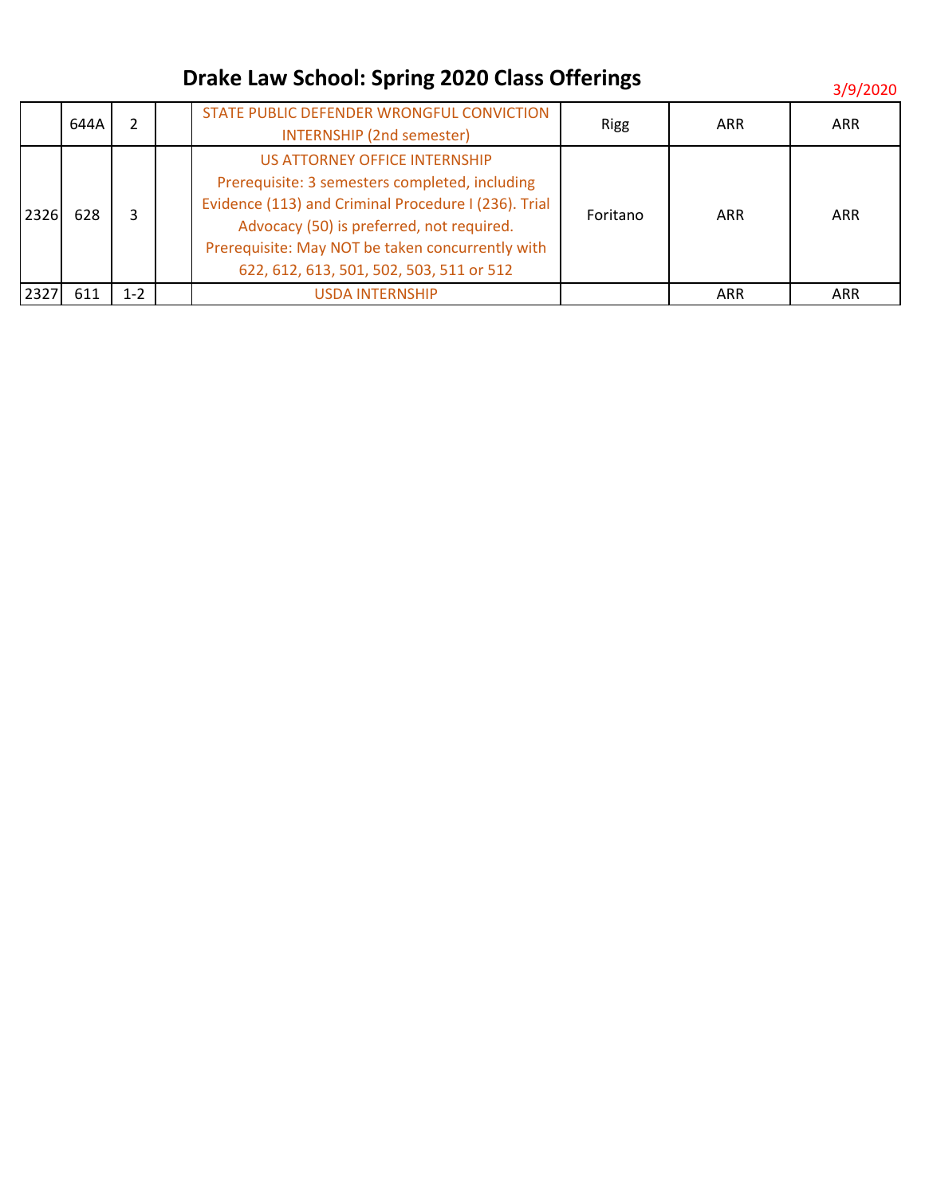# Drake Law School: Spring 2020 Class Offerings

3/9/2020

| | | | | | | | |
|---|---|---|---|---|---|---|---|
| | 644A | 2 | | STATE PUBLIC DEFENDER WRONGFUL CONVICTION INTERNSHIP (2nd semester) | Rigg | ARR | ARR |
| 2326 | 628 | 3 | | US ATTORNEY OFFICE INTERNSHIP Prerequisite: 3 semesters completed, including Evidence (113) and Criminal Procedure I (236). Trial Advocacy (50) is preferred, not required. Prerequisite: May NOT be taken concurrently with 622, 612, 613, 501, 502, 503, 511 or 512 | Foritano | ARR | ARR |
| 2327 | 611 | 1-2 | | USDA INTERNSHIP | | ARR | ARR |